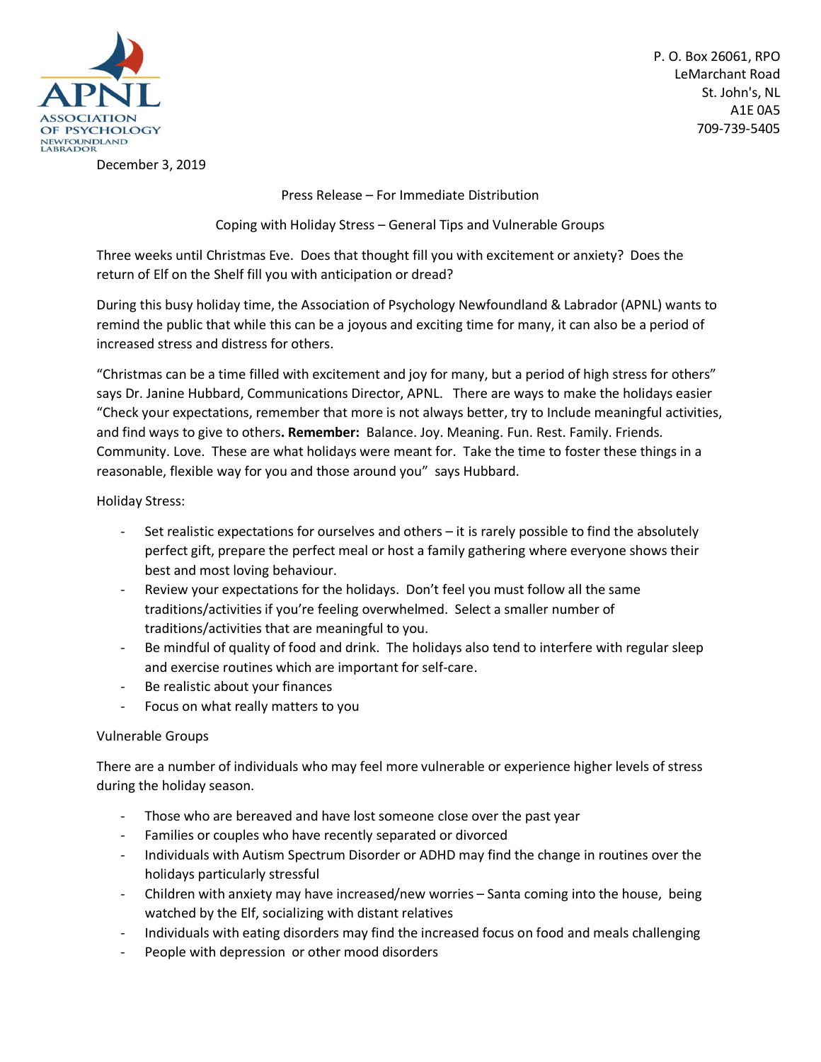ASSOCIATION OF PSYCHOLOGY NEWFOUNDLAND LABRADOR

P. O. Box 26061, RPO
LeMarchant Road
St. John's, NL
A1E 0A5
709-739-5405

December 3, 2019

Press Release – For Immediate Distribution

Coping with Holiday Stress – General Tips and Vulnerable Groups

Three weeks until Christmas Eve. Does that thought fill you with excitement or anxiety? Does the return of Elf on the Shelf fill you with anticipation or dread?

During this busy holiday time, the Association of Psychology Newfoundland & Labrador (APNL) wants to remind the public that while this can be a joyous and exciting time for many, it can also be a period of increased stress and distress for others.

"Christmas can be a time filled with excitement and joy for many, but a period of high stress for others" says Dr. Janine Hubbard, Communications Director, APNL. There are ways to make the holidays easier "Check your expectations, remember that more is not always better, try to Include meaningful activities, and find ways to give to others**. Remember:** Balance. Joy. Meaning. Fun. Rest. Family. Friends. Community. Love. These are what holidays were meant for. Take the time to foster these things in a reasonable, flexible way for you and those around you" says Hubbard.

Holiday Stress:

- Set realistic expectations for ourselves and others – it is rarely possible to find the absolutely perfect gift, prepare the perfect meal or host a family gathering where everyone shows their best and most loving behaviour.
- Review your expectations for the holidays. Don't feel you must follow all the same traditions/activities if you're feeling overwhelmed. Select a smaller number of traditions/activities that are meaningful to you.
- Be mindful of quality of food and drink. The holidays also tend to interfere with regular sleep and exercise routines which are important for self-care.
- Be realistic about your finances
- Focus on what really matters to you

Vulnerable Groups

There are a number of individuals who may feel more vulnerable or experience higher levels of stress during the holiday season.

- Those who are bereaved and have lost someone close over the past year
- Families or couples who have recently separated or divorced
- Individuals with Autism Spectrum Disorder or ADHD may find the change in routines over the holidays particularly stressful
- Children with anxiety may have increased/new worries – Santa coming into the house, being watched by the Elf, socializing with distant relatives
- Individuals with eating disorders may find the increased focus on food and meals challenging
- People with depression or other mood disorders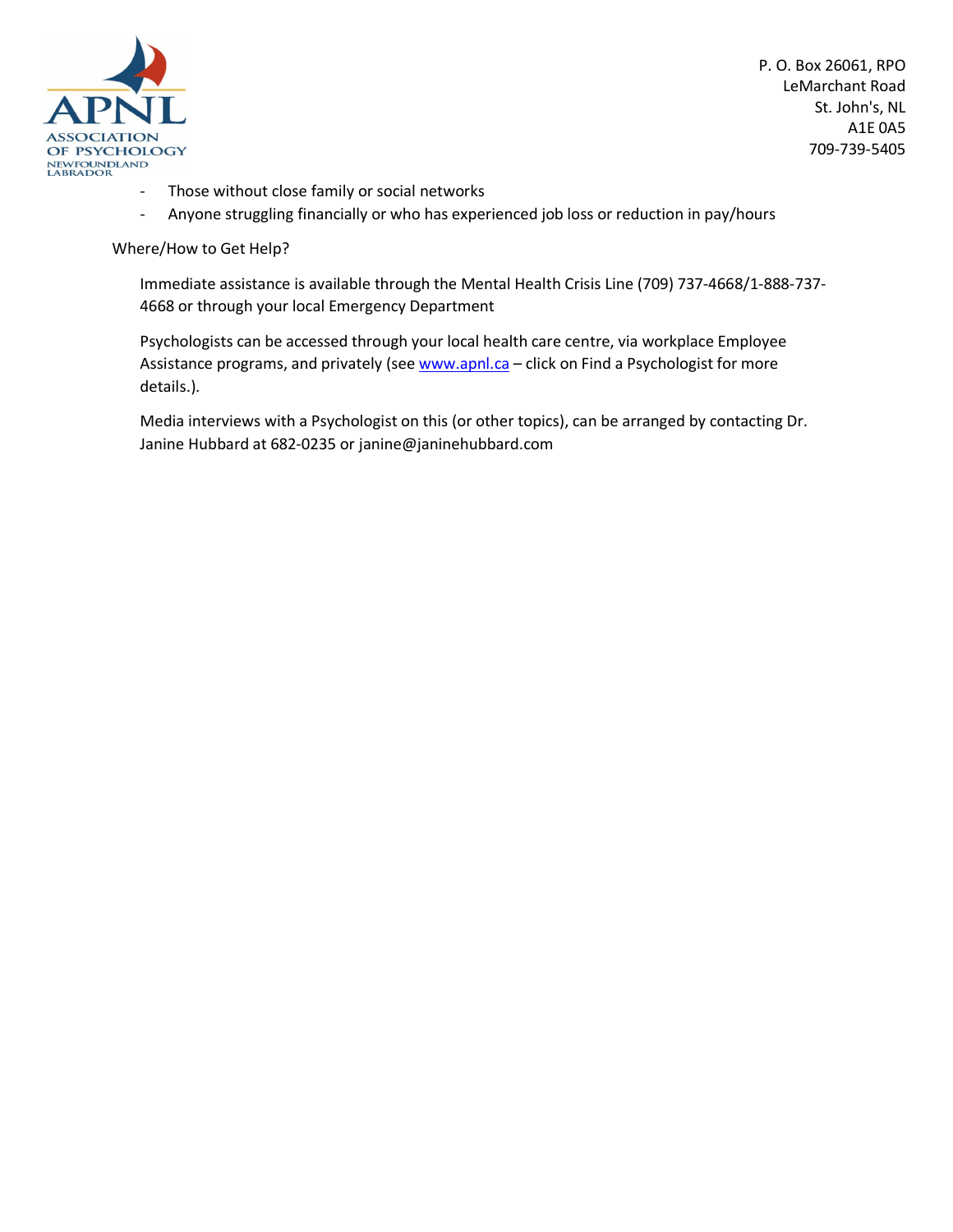- Those without close family or social networks
- Anyone struggling financially or who has experienced job loss or reduction in pay/hours

Where/How to Get Help?

Immediate assistance is available through the Mental Health Crisis Line (709) 737-4668/1-888-737-4668 or through your local Emergency Department

Psychologists can be accessed through your local health care centre, via workplace Employee Assistance programs, and privately (see www.apnl.ca – click on Find a Psychologist for more details.).

Media interviews with a Psychologist on this (or other topics), can be arranged by contacting Dr. Janine Hubbard at 682-0235 or janine@janinehubbard.com